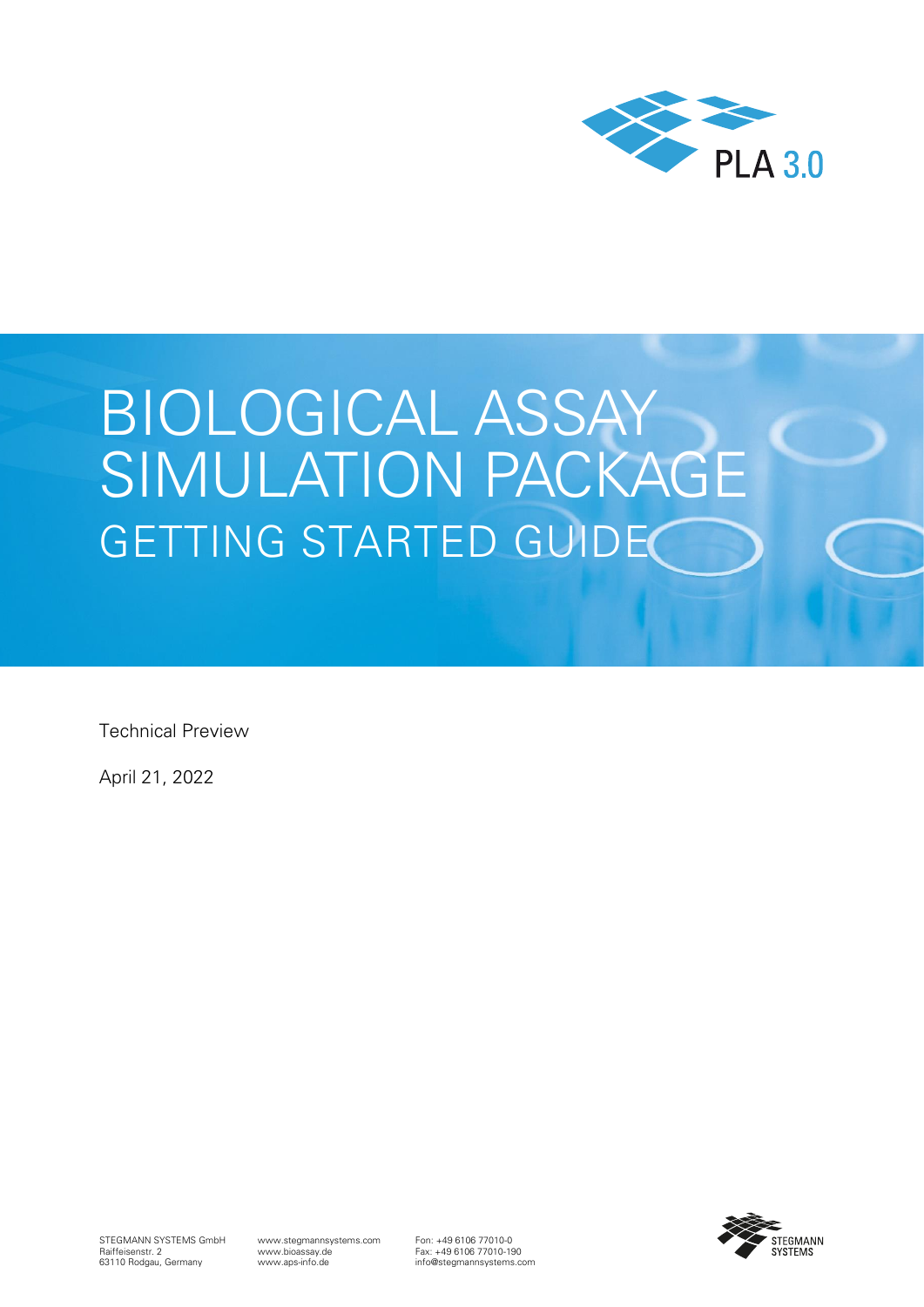PLA 3.0

# BIOLOGICAL ASSAY SIMULATION PACKAGE

## GETTING STARTED GUIDE

Technical Preview

April 21, 2022

STEGMANN SYSTEMS GmbH
Raiffeisenstr. 2
63110 Rodgau, Germany

www.stegmannsystems.com
www.bioassay.de
www.aps-info.de

Fon: +49 6106 77010-0
Fax: +49 6106 77010-190
info@stegmannsystems.com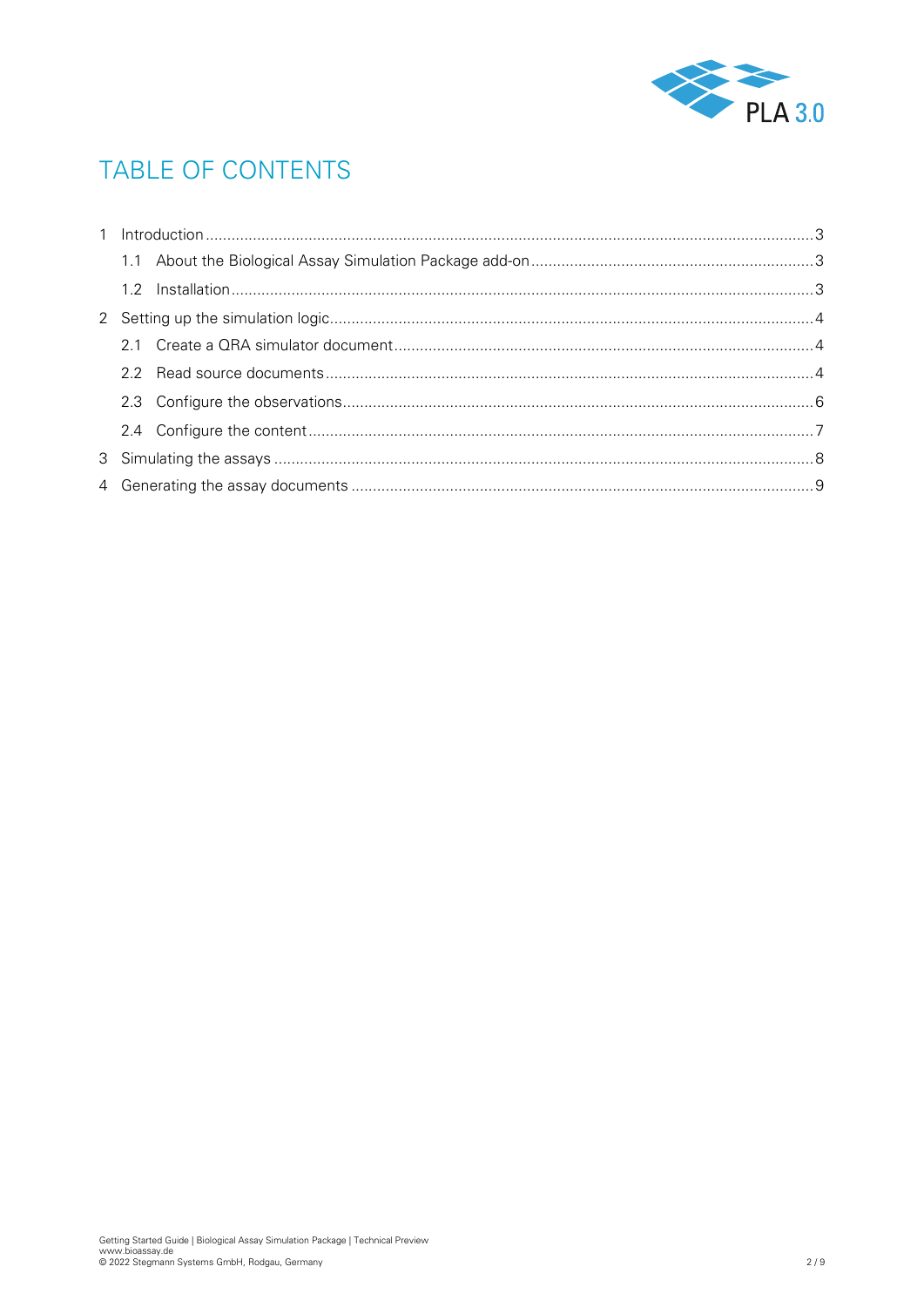# TABLE OF CONTENTS

1 Introduction ..... 3
  1.1 About the Biological Assay Simulation Package add-on ..... 3
  1.2 Installation ..... 3
2 Setting up the simulation logic ..... 4
  2.1 Create a QRA simulator document ..... 4
  2.2 Read source documents ..... 4
  2.3 Configure the observations ..... 6
  2.4 Configure the content ..... 7
3 Simulating the assays ..... 8
4 Generating the assay documents ..... 9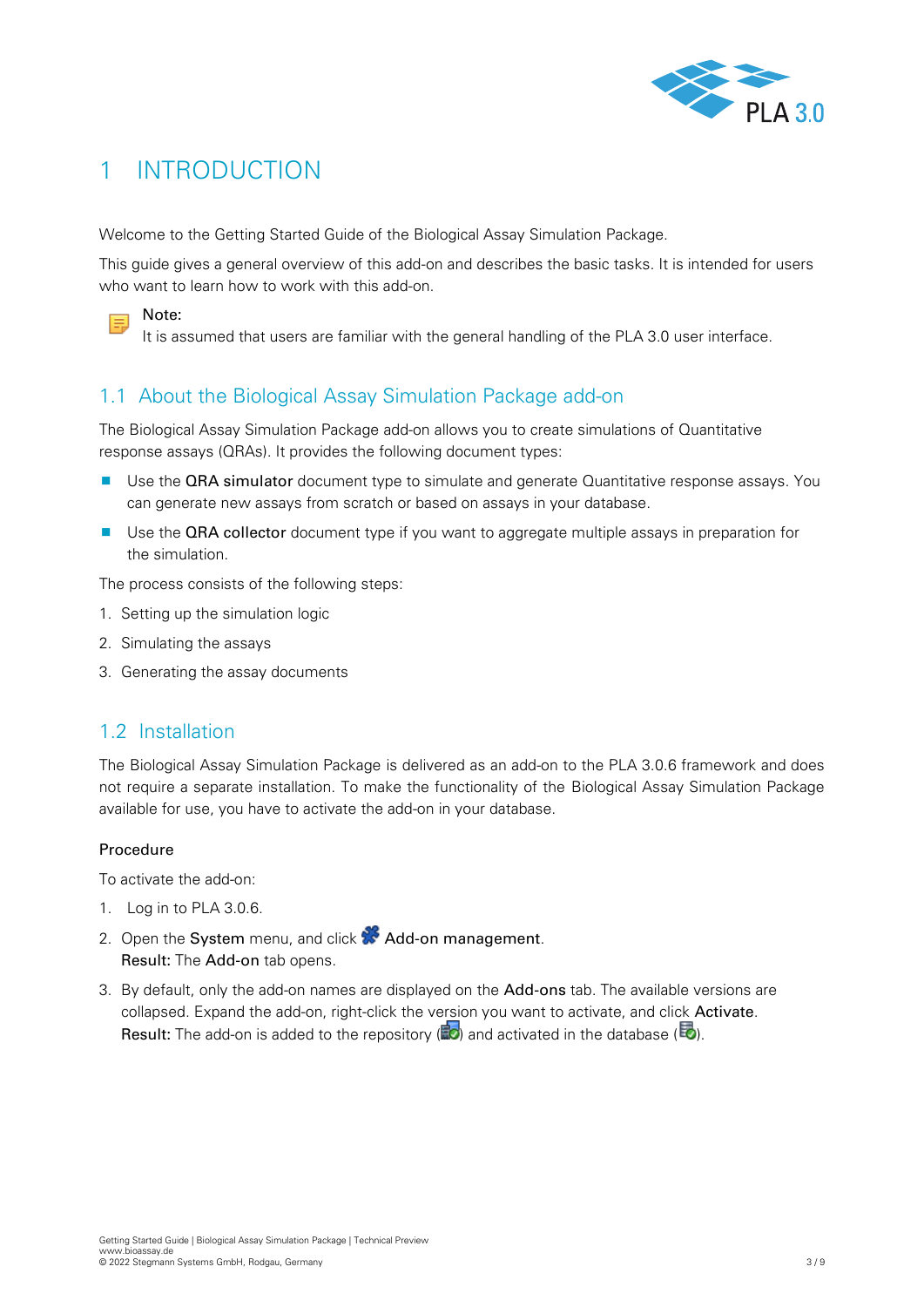# 1 INTRODUCTION

Welcome to the Getting Started Guide of the Biological Assay Simulation Package.

This guide gives a general overview of this add-on and describes the basic tasks. It is intended for users who want to learn how to work with this add-on.

**Note:**
It is assumed that users are familiar with the general handling of the PLA 3.0 user interface.

## 1.1 About the Biological Assay Simulation Package add-on

The Biological Assay Simulation Package add-on allows you to create simulations of Quantitative response assays (QRAs). It provides the following document types:

- Use the **QRA simulator** document type to simulate and generate Quantitative response assays. You can generate new assays from scratch or based on assays in your database.
- Use the **QRA collector** document type if you want to aggregate multiple assays in preparation for the simulation.

The process consists of the following steps:

1. Setting up the simulation logic
2. Simulating the assays
3. Generating the assay documents

## 1.2 Installation

The Biological Assay Simulation Package is delivered as an add-on to the PLA 3.0.6 framework and does not require a separate installation. To make the functionality of the Biological Assay Simulation Package available for use, you have to activate the add-on in your database.

#### Procedure

To activate the add-on:

1. Log in to PLA 3.0.6.
2. Open the **System** menu, and click **Add-on management**.
   **Result:** The **Add-on** tab opens.
3. By default, only the add-on names are displayed on the **Add-ons** tab. The available versions are collapsed. Expand the add-on, right-click the version you want to activate, and click **Activate**.
   **Result:** The add-on is added to the repository ( ) and activated in the database ( ).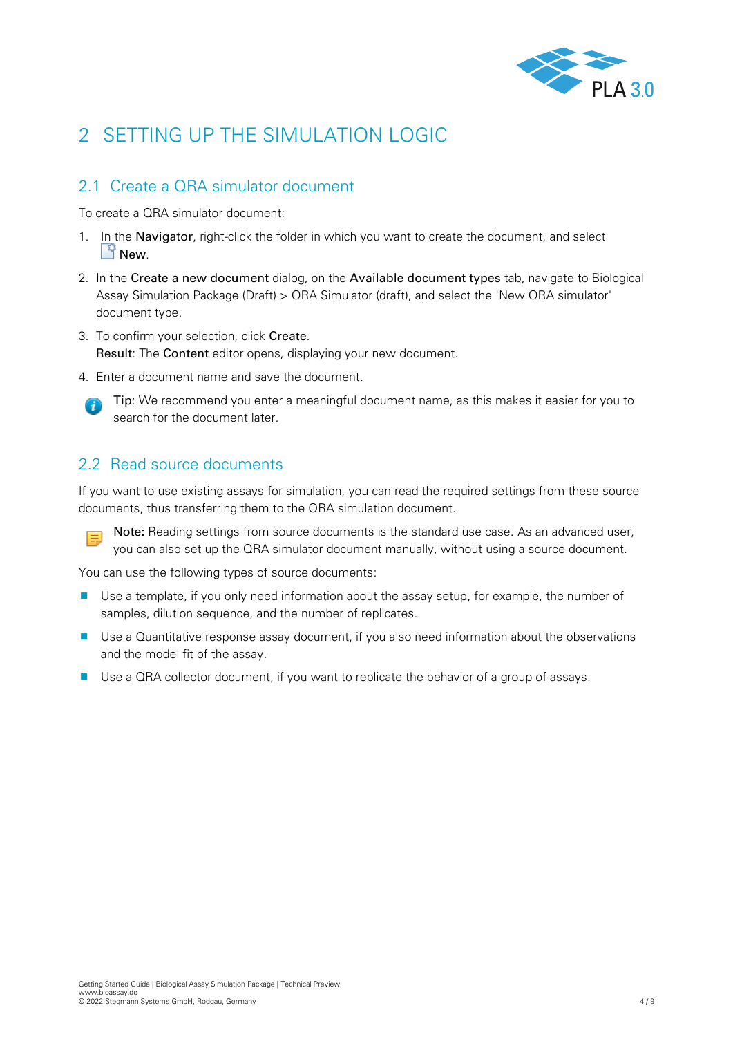# 2 SETTING UP THE SIMULATION LOGIC

## 2.1 Create a QRA simulator document

To create a QRA simulator document:

1. In the **Navigator**, right-click the folder in which you want to create the document, and select **New**.
2. In the **Create a new document** dialog, on the **Available document types** tab, navigate to Biological Assay Simulation Package (Draft) > QRA Simulator (draft), and select the 'New QRA simulator' document type.
3. To confirm your selection, click **Create**.
   **Result**: The **Content** editor opens, displaying your new document.
4. Enter a document name and save the document.

**Tip**: We recommend you enter a meaningful document name, as this makes it easier for you to search for the document later.

## 2.2 Read source documents

If you want to use existing assays for simulation, you can read the required settings from these source documents, thus transferring them to the QRA simulation document.

**Note:** Reading settings from source documents is the standard use case. As an advanced user, you can also set up the QRA simulator document manually, without using a source document.

You can use the following types of source documents:

- Use a template, if you only need information about the assay setup, for example, the number of samples, dilution sequence, and the number of replicates.
- Use a Quantitative response assay document, if you also need information about the observations and the model fit of the assay.
- Use a QRA collector document, if you want to replicate the behavior of a group of assays.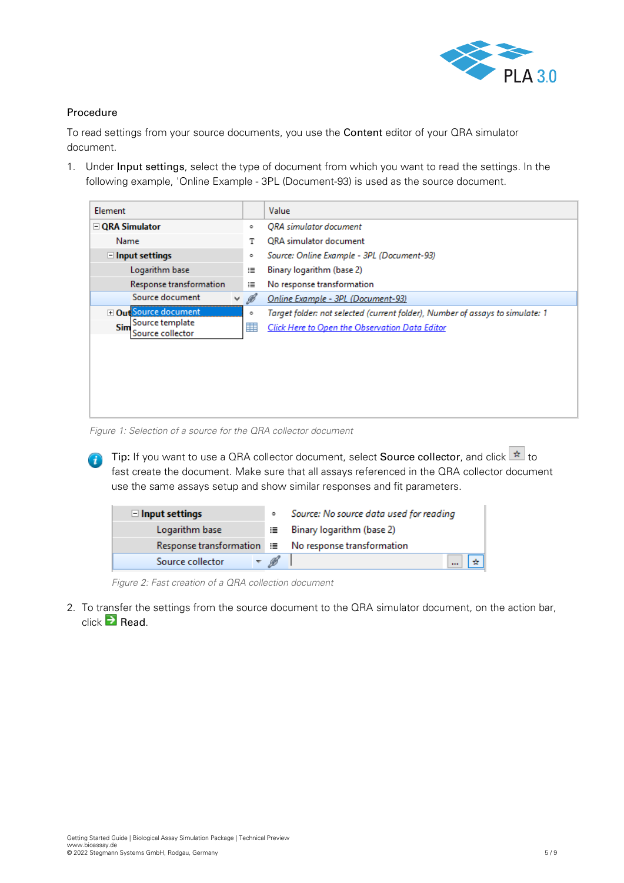Procedure

To read settings from your source documents, you use the **Content** editor of your QRA simulator document.

1. Under **Input settings**, select the type of document from which you want to read the settings. In the following example, 'Online Example - 3PL (Document-93) is used as the source document.

*Figure 1: Selection of a source for the QRA collector document*

**Tip:** If you want to use a QRA collector document, select **Source collector**, and click ☆ to fast create the document. Make sure that all assays referenced in the QRA collector document use the same assays setup and show similar responses and fit parameters.

*Figure 2: Fast creation of a QRA collection document*

2. To transfer the settings from the source document to the QRA simulator document, on the action bar, click **Read**.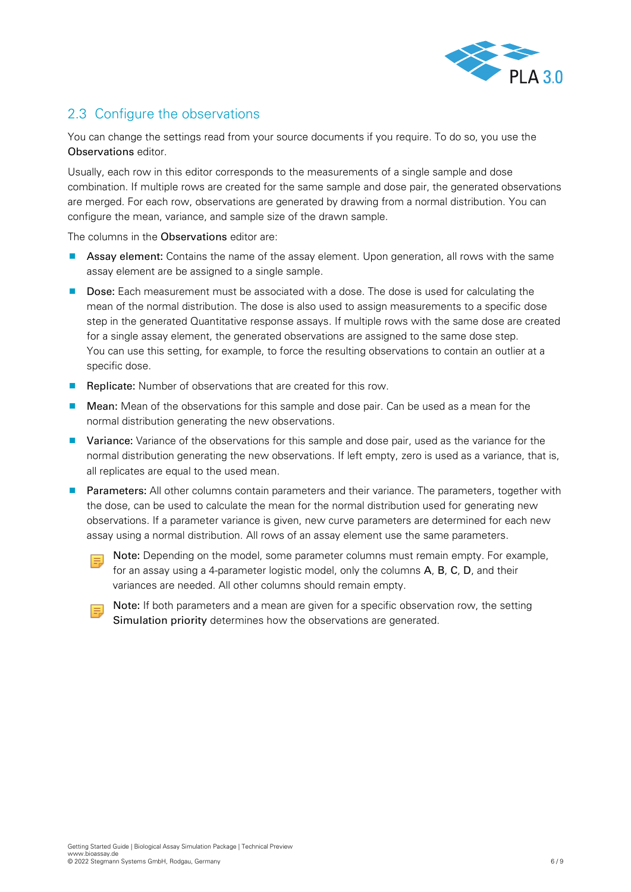## 2.3 Configure the observations

You can change the settings read from your source documents if you require. To do so, you use the **Observations** editor.

Usually, each row in this editor corresponds to the measurements of a single sample and dose combination. If multiple rows are created for the same sample and dose pair, the generated observations are merged. For each row, observations are generated by drawing from a normal distribution. You can configure the mean, variance, and sample size of the drawn sample.

The columns in the **Observations** editor are:

- **Assay element:** Contains the name of the assay element. Upon generation, all rows with the same assay element are be assigned to a single sample.
- **Dose:** Each measurement must be associated with a dose. The dose is used for calculating the mean of the normal distribution. The dose is also used to assign measurements to a specific dose step in the generated Quantitative response assays. If multiple rows with the same dose are created for a single assay element, the generated observations are assigned to the same dose step.
  You can use this setting, for example, to force the resulting observations to contain an outlier at a specific dose.
- **Replicate:** Number of observations that are created for this row.
- **Mean:** Mean of the observations for this sample and dose pair. Can be used as a mean for the normal distribution generating the new observations.
- **Variance:** Variance of the observations for this sample and dose pair, used as the variance for the normal distribution generating the new observations. If left empty, zero is used as a variance, that is, all replicates are equal to the used mean.
- **Parameters:** All other columns contain parameters and their variance. The parameters, together with the dose, can be used to calculate the mean for the normal distribution used for generating new observations. If a parameter variance is given, new curve parameters are determined for each new assay using a normal distribution. All rows of an assay element use the same parameters.

  **Note:** Depending on the model, some parameter columns must remain empty. For example, for an assay using a 4-parameter logistic model, only the columns **A**, **B**, **C**, **D**, and their variances are needed. All other columns should remain empty.

  **Note:** If both parameters and a mean are given for a specific observation row, the setting **Simulation priority** determines how the observations are generated.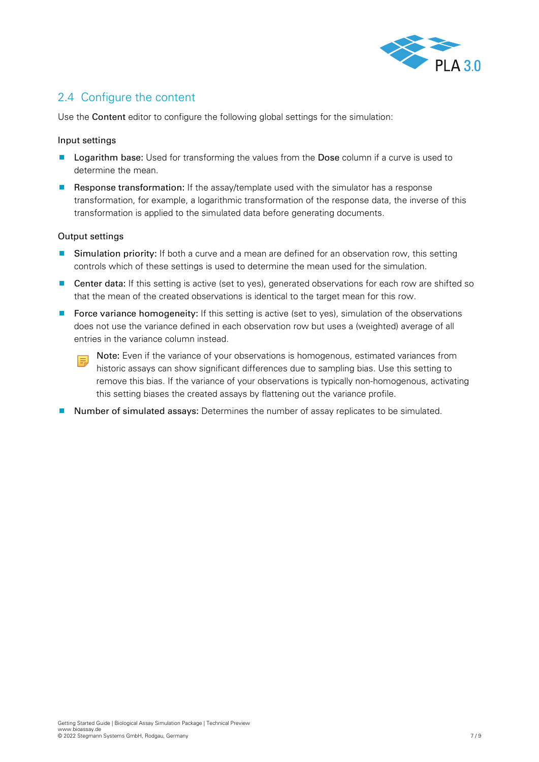## 2.4 Configure the content

Use the **Content** editor to configure the following global settings for the simulation:

### Input settings

- **Logarithm base:** Used for transforming the values from the **Dose** column if a curve is used to determine the mean.
- **Response transformation:** If the assay/template used with the simulator has a response transformation, for example, a logarithmic transformation of the response data, the inverse of this transformation is applied to the simulated data before generating documents.

### Output settings

- **Simulation priority:** If both a curve and a mean are defined for an observation row, this setting controls which of these settings is used to determine the mean used for the simulation.
- **Center data:** If this setting is active (set to yes), generated observations for each row are shifted so that the mean of the created observations is identical to the target mean for this row.
- **Force variance homogeneity:** If this setting is active (set to yes), simulation of the observations does not use the variance defined in each observation row but uses a (weighted) average of all entries in the variance column instead.

  > **Note:** Even if the variance of your observations is homogenous, estimated variances from historic assays can show significant differences due to sampling bias. Use this setting to remove this bias. If the variance of your observations is typically non-homogenous, activating this setting biases the created assays by flattening out the variance profile.

- **Number of simulated assays:** Determines the number of assay replicates to be simulated.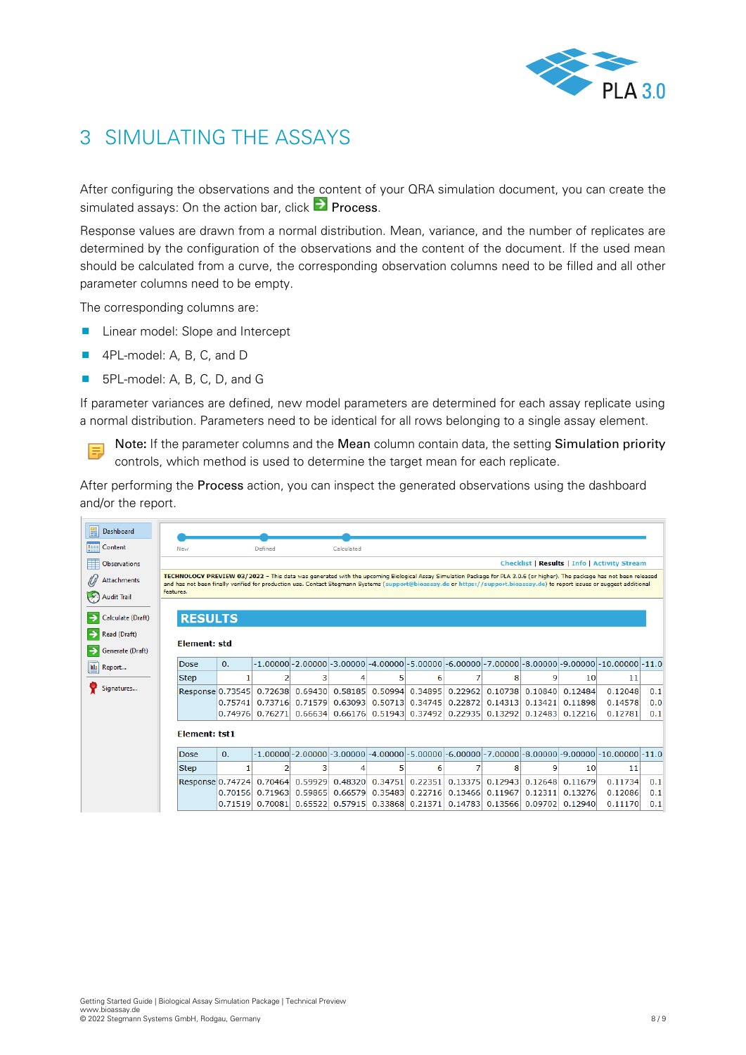# 3 SIMULATING THE ASSAYS

After configuring the observations and the content of your QRA simulation document, you can create the simulated assays: On the action bar, click **Process**.

Response values are drawn from a normal distribution. Mean, variance, and the number of replicates are determined by the configuration of the observations and the content of the document. If the used mean should be calculated from a curve, the corresponding observation columns need to be filled and all other parameter columns need to be empty.

The corresponding columns are:

- Linear model: Slope and Intercept
- 4PL-model: A, B, C, and D
- 5PL-model: A, B, C, D, and G

If parameter variances are defined, new model parameters are determined for each assay replicate using a normal distribution. Parameters need to be identical for all rows belonging to a single assay element.

> **Note:** If the parameter columns and the **Mean** column contain data, the setting **Simulation priority** controls, which method is used to determine the target mean for each replicate.

After performing the **Process** action, you can inspect the generated observations using the dashboard and/or the report.

Dashboard | Content | Observations | Attachments | Audit Trail | Calculate (Draft) | Read (Draft) | Generate (Draft) | Report... | Signatures...

New — Defined — Calculated

Checklist | **Results** | Info | Activity Stream

**TECHNOLOGY PREVIEW 03/2022** – This data was generated with the upcoming Biological Assay Simulation Package for PLA 3.0.6 (or higher). The package has not been finally verified for production use. Contact Stegmann Systems (support@bioassay.de or https://support.bioassay.de) to report issues or suggest additional features.

**RESULTS**

**Element: std**

| Dose | 0. | -1.00000 | -2.00000 | -3.00000 | -4.00000 | -5.00000 | -6.00000 | -7.00000 | -8.00000 | -9.00000 | -10.00000 | -11.0 |
|---|---|---|---|---|---|---|---|---|---|---|---|---|
| Step | 1 | 2 | 3 | 4 | 5 | 6 | 7 | 8 | 9 | 10 | 11 | |
| Response | 0.73545 | 0.72638 | 0.69430 | 0.58185 | 0.50994 | 0.34895 | 0.22962 | 0.10738 | 0.10840 | 0.12484 | 0.12048 | 0.1 |
| | 0.75741 | 0.73716 | 0.71579 | 0.63093 | 0.50713 | 0.34745 | 0.22872 | 0.14313 | 0.13421 | 0.11898 | 0.14578 | 0.0 |
| | 0.74976 | 0.76271 | 0.66634 | 0.66176 | 0.51943 | 0.37492 | 0.22935 | 0.13292 | 0.12483 | 0.12216 | 0.12781 | 0.1 |

**Element: tst1**

| Dose | 0. | -1.00000 | -2.00000 | -3.00000 | -4.00000 | -5.00000 | -6.00000 | -7.00000 | -8.00000 | -9.00000 | -10.00000 | -11.0 |
|---|---|---|---|---|---|---|---|---|---|---|---|---|
| Step | 1 | 2 | 3 | 4 | 5 | 6 | 7 | 8 | 9 | 10 | 11 | |
| Response | 0.74724 | 0.70464 | 0.59929 | 0.48320 | 0.34751 | 0.22351 | 0.13375 | 0.12943 | 0.12648 | 0.11679 | 0.11734 | 0.1 |
| | 0.70156 | 0.71963 | 0.59865 | 0.66579 | 0.35483 | 0.22716 | 0.13466 | 0.11967 | 0.12311 | 0.13276 | 0.12086 | 0.1 |
| | 0.71519 | 0.70081 | 0.65522 | 0.57915 | 0.33868 | 0.21371 | 0.14783 | 0.13566 | 0.09702 | 0.12940 | 0.11170 | 0.1 |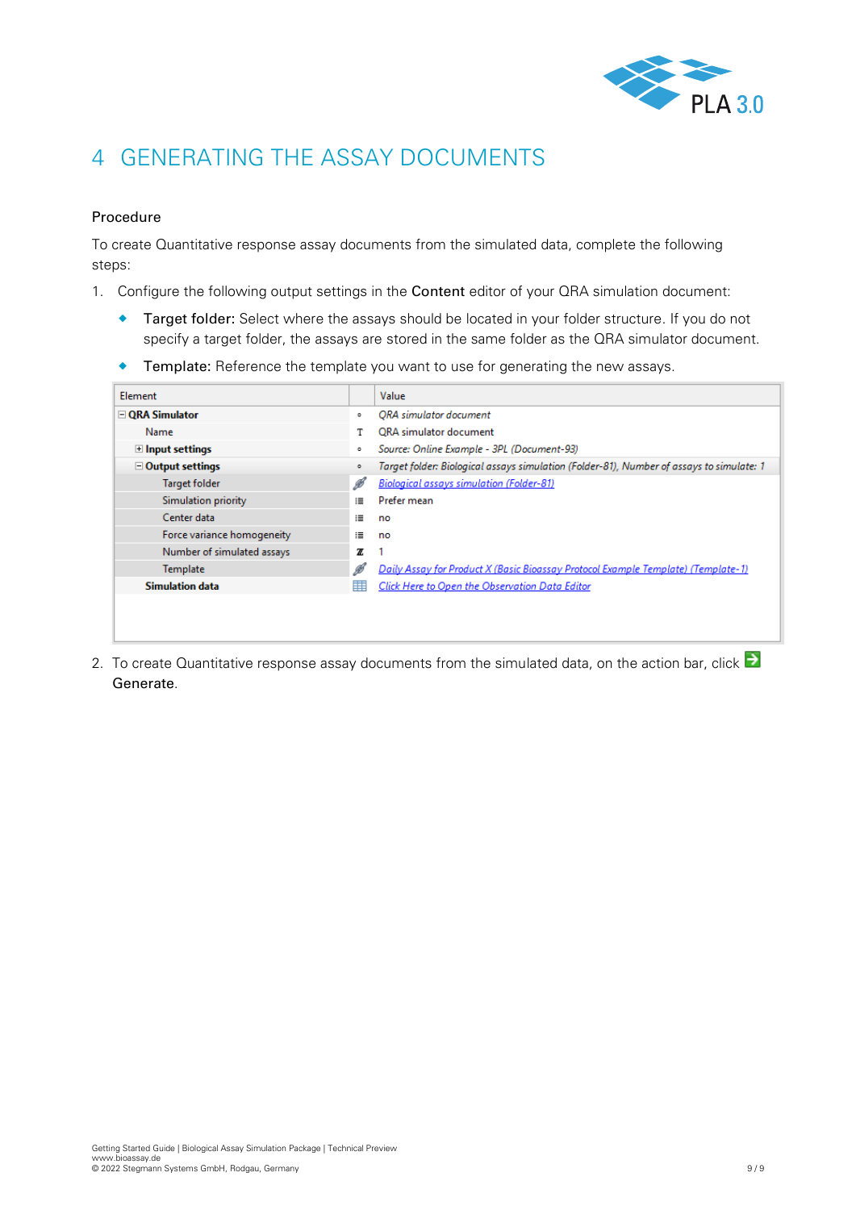# 4 GENERATING THE ASSAY DOCUMENTS

Procedure

To create Quantitative response assay documents from the simulated data, complete the following steps:

1. Configure the following output settings in the **Content** editor of your QRA simulation document:

   - **Target folder:** Select where the assays should be located in your folder structure. If you do not specify a target folder, the assays are stored in the same folder as the QRA simulator document.
   - **Template:** Reference the template you want to use for generating the new assays.

| Element | | Value |
|---|---|---|
| ⊟ **QRA Simulator** | ∘ | *QRA simulator document* |
| Name | T | QRA simulator document |
| ⊞ **Input settings** | ∘ | *Source: Online Example - 3PL (Document-93)* |
| ⊟ **Output settings** | ∘ | *Target folder: Biological assays simulation (Folder-81), Number of assays to simulate: 1* |
| Target folder | | *Biological assays simulation (Folder-81)* |
| Simulation priority | | Prefer mean |
| Center data | | no |
| Force variance homogeneity | | no |
| Number of simulated assays | Z | 1 |
| Template | | *Daily Assay for Product X (Basic Bioassay Protocol Example Template) (Template-1)* |
| **Simulation data** | | *Click Here to Open the Observation Data Editor* |

2. To create Quantitative response assay documents from the simulated data, on the action bar, click **Generate**.